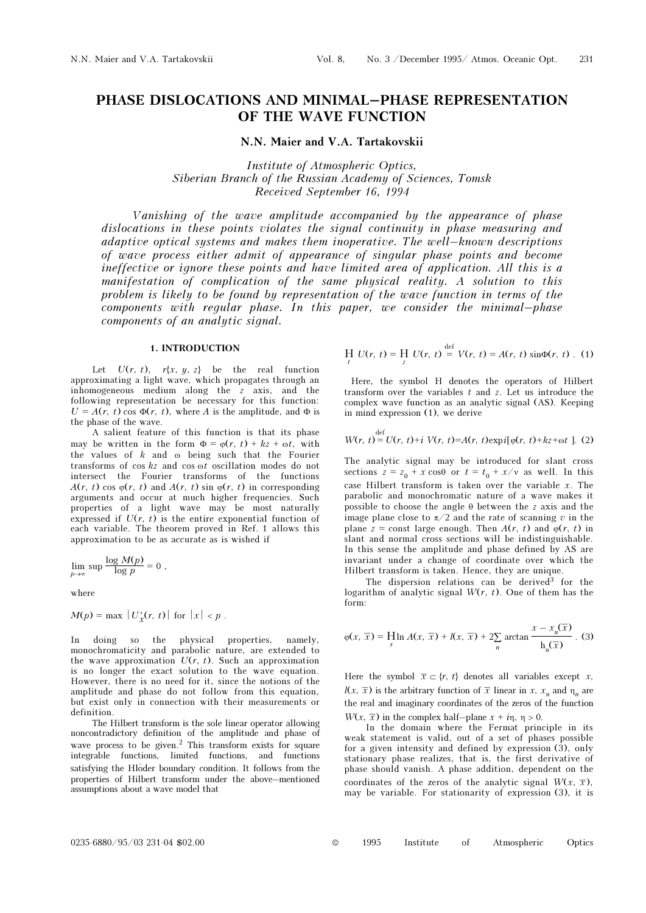# PHASE DISLOCATIONS AND MINIMAL–PHASE REPRESENTATION OF THE WAVE FUNCTION

**N.N. Maier and V.A. Tartakovskii**

*Institute of Atmospheric Optics,*
*Siberian Branch of the Russian Academy of Sciences, Tomsk*
*Received September 16, 1994*

*Vanishing of the wave amplitude accompanied by the appearance of phase dislocations in these points violates the signal continuity in phase measuring and adaptive optical systems and makes them inoperative. The well–known descriptions of wave process either admit of appearance of singular phase points and become ineffective or ignore these points and have limited area of application. All this is a manifestation of complication of the same physical reality. A solution to this problem is likely to be found by representation of the wave function in terms of the components with regular phase. In this paper, we consider the minimal–phase components of an analytic signal.*

## 1. INTRODUCTION

Let $U(r, t)$, $r\{x, y, z\}$ be the real function approximating a light wave, which propagates through an inhomogeneous medium along the $z$ axis, and the following representation be necessary for this function: $U = A(r, t) \cos \Phi(r, t)$, where $A$ is the amplitude, and $\Phi$ is the phase of the wave.

A salient feature of this function is that its phase may be written in the form $\Phi = \varphi(r, t) + kz + \omega t$, with the values of $k$ and $\omega$ being such that the Fourier transforms of $\cos kz$ and $\cos \omega t$ oscillation modes do not intersect the Fourier transforms of the functions $A(r, t) \cos \varphi(r, t)$ and $A(r, t) \sin \varphi(r, t)$ in corresponding arguments and occur at much higher frequencies. Such properties of a light wave may be most naturally expressed if $U(r, t)$ is the entire exponential function of each variable. The theorem proved in Ref. 1 allows this approximation to be as accurate as is wished if

$$\lim_{p\to\infty} \sup \frac{\log M(p)}{\log p} = 0 ,$$

where

$$M(p) = \max |U'_x(r, t)| \text{ for } |x| < p .$$

In doing so the physical properties, namely, monochromaticity and parabolic nature, are extended to the wave approximation $U(r, t)$. Such an approximation is no longer the exact solution to the wave equation. However, there is no need for it, since the notions of the amplitude and phase do not follow from this equation, but exist only in connection with their measurements or definition.

The Hilbert transform is the sole linear operator allowing noncontradictory definition of the amplitude and phase of wave process to be given.[2] This transform exists for square integrable functions, limited functions, and functions satisfying the Hlöder boundary condition. It follows from the properties of Hilbert transform under the above–mentioned assumptions about a wave model that

$$\underset{t}{\mathrm{H}}\, U(r, t) = \underset{z}{\mathrm{H}}\, U(r, t) \overset{\text{def}}{=} V(r, t) = A(r, t) \sin\Phi(r, t) . \quad (1)$$

Here, the symbol H denotes the operators of Hilbert transform over the variables $t$ and $z$. Let us introduce the complex wave function as an analytic signal (AS). Keeping in mind expression (1), we derive

$$W(r, t) \overset{\text{def}}{=} U(r, t) + i\, V(r, t) = A(r, t) \exp i[\varphi(r, t) + kz + \omega t\,]. \quad (2)$$

The analytic signal may be introduced for slant cross sections $z = z_0 + x \cos\theta$ or $t = t_0 + x/v$ as well. In this case Hilbert transform is taken over the variable $x$. The parabolic and monochromatic nature of a wave makes it possible to choose the angle $\theta$ between the $z$ axis and the image plane close to $\pi/2$ and the rate of scanning $v$ in the plane $z =$ const large enough. Then $A(r, t)$ and $\varphi(r, t)$ in slant and normal cross sections will be indistinguishable. In this sense the amplitude and phase defined by AS are invariant under a change of coordinate over which the Hilbert transform is taken. Hence, they are unique.

The dispersion relations can be derived[3] for the logarithm of analytic signal $W(r, t)$. One of them has the form:

$$\varphi(x, \bar{x}) = \underset{x}{\mathrm{H}} \ln A(x, \bar{x}) + l(x, \bar{x}) + 2\sum_n \arctan \frac{x - x_n(\bar{x})}{\mathrm{h}_n(\bar{x})} . \quad (3)$$

Here the symbol $\bar{x} \subset \{r, t\}$ denotes all variables except $x$, $l(x, \bar{x})$ is the arbitrary function of $\bar{x}$ linear in $x$, $x_n$ and $\eta_n$ are the real and imaginary coordinates of the zeros of the function $W(x, \bar{x})$ in the complex half–plane $x + i\eta$, $\eta > 0$.

In the domain where the Fermat principle in its weak statement is valid, out of a set of phases possible for a given intensity and defined by expression (3), only stationary phase realizes, that is, the first derivative of phase should vanish. A phase addition, dependent on the coordinates of the zeros of the analytic signal $W(x, \bar{x})$, may be variable. For stationarity of expression (3), it is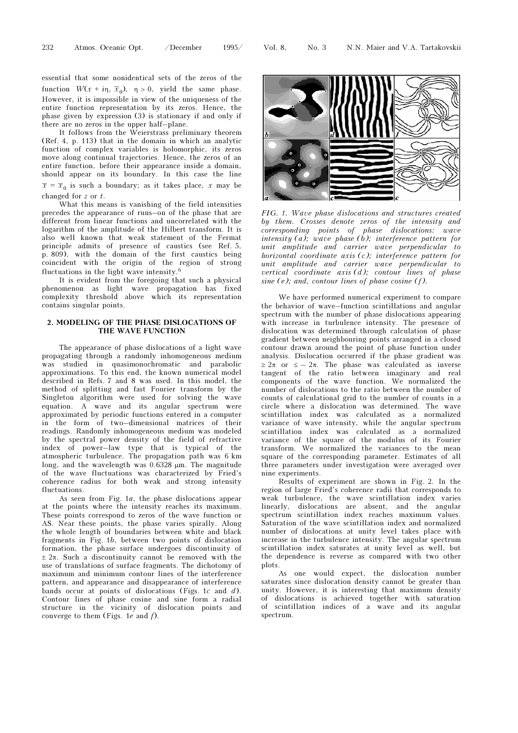essential that some nonidentical sets of the zeros of the function $W(x + i\eta, \overline{x}_0)$, $\eta > 0$, yield the same phase. However, it is impossible in view of the uniqueness of the entire function representation by its zeros. Hence, the phase given by expression (3) is stationary if and only if there are no zeros in the upper half–plane.

It follows from the Weierstrass preliminary theorem (Ref. 4, p. 113) that in the domain in which an analytic function of complex variables is holomorphic, its zeros move along continual trajectories. Hence, the zeros of an entire function, before their appearance inside a domain, should appear on its boundary. In this case the line $\overline{x} = \overline{x}_0$ is such a boundary; as it takes place, $x$ may be changed for $z$ or $t$.

What this means is vanishing of the field intensities precedes the appearance of runs–on of the phase that are different from linear functions and uncorrelated with the logarithm of the amplitude of the Hilbert transform. It is also well known that weak statement of the Fermat principle admits of presence of caustics (see Ref. 5, p. 809), with the domain of the first caustics being coincident with the origin of the region of strong fluctuations in the light wave intensity.[6]

It is evident from the foregoing that such a physical phenomenon as light wave propagation has fixed complexity threshold above which its representation contains singular points.

## 2. MODELING OF THE PHASE DISLOCATIONS OF THE WAVE FUNCTION

The appearance of phase dislocations of a light wave propagating through a randomly inhomogeneous medium was studied in quasimonochromatic and parabolic approximations. To this end, the known numerical model described in Refs. 7 and 8 was used. In this model, the method of splitting and fast Fourier transform by the Singleton algorithm were used for solving the wave equation. A wave and its angular spectrum were approximated by periodic functions entered in a computer in the form of two–dimensional matrices of their readings. Randomly inhomogeneous medium was modeled by the spectral power density of the field of refractive index of power–law type that is typical of the atmospheric turbulence. The propagation path was 6 km long, and the wavelength was 0.6328 μm. The magnitude of the wave fluctuations was characterized by Fried's coherence radius for both weak and strong intensity fluctuations.

As seen from Fig. 1*a*, the phase dislocations appear at the points where the intensity reaches its maximum. These points correspond to zeros of the wave function or AS. Near these points, the phase varies spirally. Along the whole length of boundaries between white and black fragments in Fig. 1*b*, between two points of dislocation formation, the phase surface undergoes discontinuity of $\pm 2\pi$. Such a discontinuity cannot be removed with the use of translations of surface fragments. The dichotomy of maximum and minimum contour lines of the interference pattern, and appearance and disappearance of interference bands occur at points of dislocations (Figs. 1*c* and *d*). Contour lines of phase cosine and sine form a radial structure in the vicinity of dislocation points and converge to them (Figs. 1*e* and *f*).

*FIG. 1. Wave phase dislocations and structures created by them. Crosses denote zeros of the intensity and corresponding points of phase dislocations: wave intensity (a); wave phase (b); interference pattern for unit amplitude and carrier wave perpendicular to horizontal coordinate axis (c); interference pattern for unit amplitude and carrier wave perpendicular to vertical coordinate axis (d); contour lines of phase sine (e); and, contour lines of phase cosine (f).*

We have performed numerical experiment to compare the behavior of wave–function scintillations and angular spectrum with the number of phase dislocations appearing with increase in turbulence intensity. The presence of dislocation was determined through calculation of phase gradient between neighbouring points arranged in a closed contour drawn around the point of phase function under analysis. Dislocation occurred if the phase gradient was $\geq 2\pi$ or $\leq -2\pi$. The phase was calculated as inverse tangent of the ratio between imaginary and real components of the wave function. We normalized the number of dislocations to the ratio between the number of counts of calculational grid to the number of counts in a circle where a dislocation was determined. The wave scintillation index was calculated as a normalized variance of wave intensity, while the angular spectrum scintillation index was calculated as a normalized variance of the square of the modulus of its Fourier transform. We normalized the variances to the mean square of the corresponding parameter. Estimates of all three parameters under investigation were averaged over nine experiments.

Results of experiment are shown in Fig. 2. In the region of large Fried's coherence radii that corresponds to weak turbulence, the wave scintillation index varies linearly, dislocations are absent, and the angular spectrum scintillation index reaches maximum values. Saturation of the wave scintillation index and normalized number of dislocations at unity level takes place with increase in the turbulence intensity. The angular spectrum scintillation index saturates at unity level as well, but the dependence is reverse as compared with two other plots.

As one would expect, the dislocation number saturates since dislocation density cannot be greater than unity. However, it is interesting that maximum density of dislocations is achieved together with saturation of scintillation indices of a wave and its angular spectrum.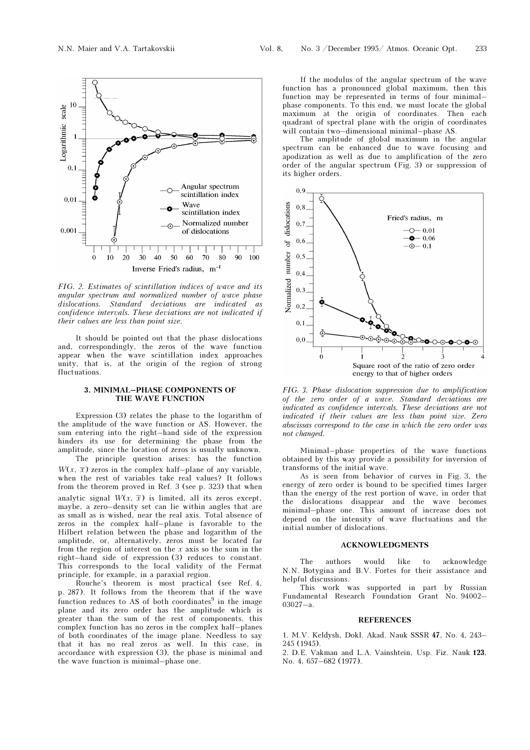FIG. 2. *Estimates of scintillation indices of wave and its angular spectrum and normalized number of wave phase dislocations. Standard deviations are indicated as confidence intervals. These deviations are not indicated if their values are less than point size.*

It should be pointed out that the phase dislocations and, correspondingly, the zeros of the wave function appear when the wave scintillation index approaches unity, that is, at the origin of the region of strong fluctuations.

### 3. MINIMAL–PHASE COMPONENTS OF THE WAVE FUNCTION

Expression (3) relates the phase to the logarithm of the amplitude of the wave function or AS. However, the sum entering into the right–hand side of the expression hinders its use for determining the phase from the amplitude, since the location of zeros is usually unknown.

The principle question arises: has the function $W(x, \overline{x})$ zeros in the complex half–plane of any variable, when the rest of variables take real values? It follows from the theorem proved in Ref. 3 (see p. 323) that when analytic signal $W(x, \overline{x})$ is limited, all its zeros except, maybe, a zero–density set can lie within angles that are as small as is wished, near the real axis. Total absence of zeros in the complex half–plane is favorable to the Hilbert relation between the phase and logarithm of the amplitude, or, alternatively, zeros must be located far from the region of interest on the $x$ axis so the sum in the right–hand side of expression (3) reduces to constant. This corresponds to the local validity of the Fermat principle, for example, in a paraxial region.

Rouche's theorem is most practical (see Ref. 4, p. 287). It follows from the theorem that if the wave function reduces to AS of both coordinates[9] in the image plane and its zero order has the amplitude which is greater than the sum of the rest of components, this complex function has no zeros in the complex half–planes of both coordinates of the image plane. Needless to say that it has no real zeros as well. In this case, in accordance with expression (3), the phase is minimal and the wave function is minimal–phase one.

If the modulus of the angular spectrum of the wave function has a pronounced global maximum, then this function may be represented in terms of four minimal–phase components. To this end, we must locate the global maximum at the origin of coordinates. Then each quadrant of spectral plane with the origin of coordinates will contain two–dimensional minimal–phase AS.

The amplitude of global maximum in the angular spectrum can be enhanced due to wave focusing and apodization as well as due to amplification of the zero order of the angular spectrum (Fig. 3) or suppression of its higher orders.

FIG. 3. *Phase dislocation suppression due to amplification of the zero order of a wave. Standard deviations are indicated as confidence intervals. These deviations are not indicated if their values are less than point size. Zero abscissas correspond to the case in which the zero order was not changed.*

Minimal–phase properties of the wave functions obtained by this way provide a possibility for inversion of transforms of the initial wave.

As is seen from behavior of curves in Fig. 3, the energy of zero order is bound to be specified times larger than the energy of the rest portion of wave, in order that the dislocations disappear and the wave becomes minimal–phase one. This amount of increase does not depend on the intensity of wave fluctuations and the initial number of dislocations.

### ACKNOWLEDGMENTS

The authors would like to acknowledge N.N. Botygina and B.V. Fortes for their assistance and helpful discussions.

This work was supported in part by Russian Fundamental Research Foundation Grant No. 94002–03027–a.

### REFERENCES

1. M.V. Keldysh, Dokl. Akad. Nauk SSSR **47**, No. 4, 243–245 (1945).

2. D.E. Vakman and L.A. Vainshtein, Usp. Fiz. Nauk **123**, No. 4, 657–682 (1977).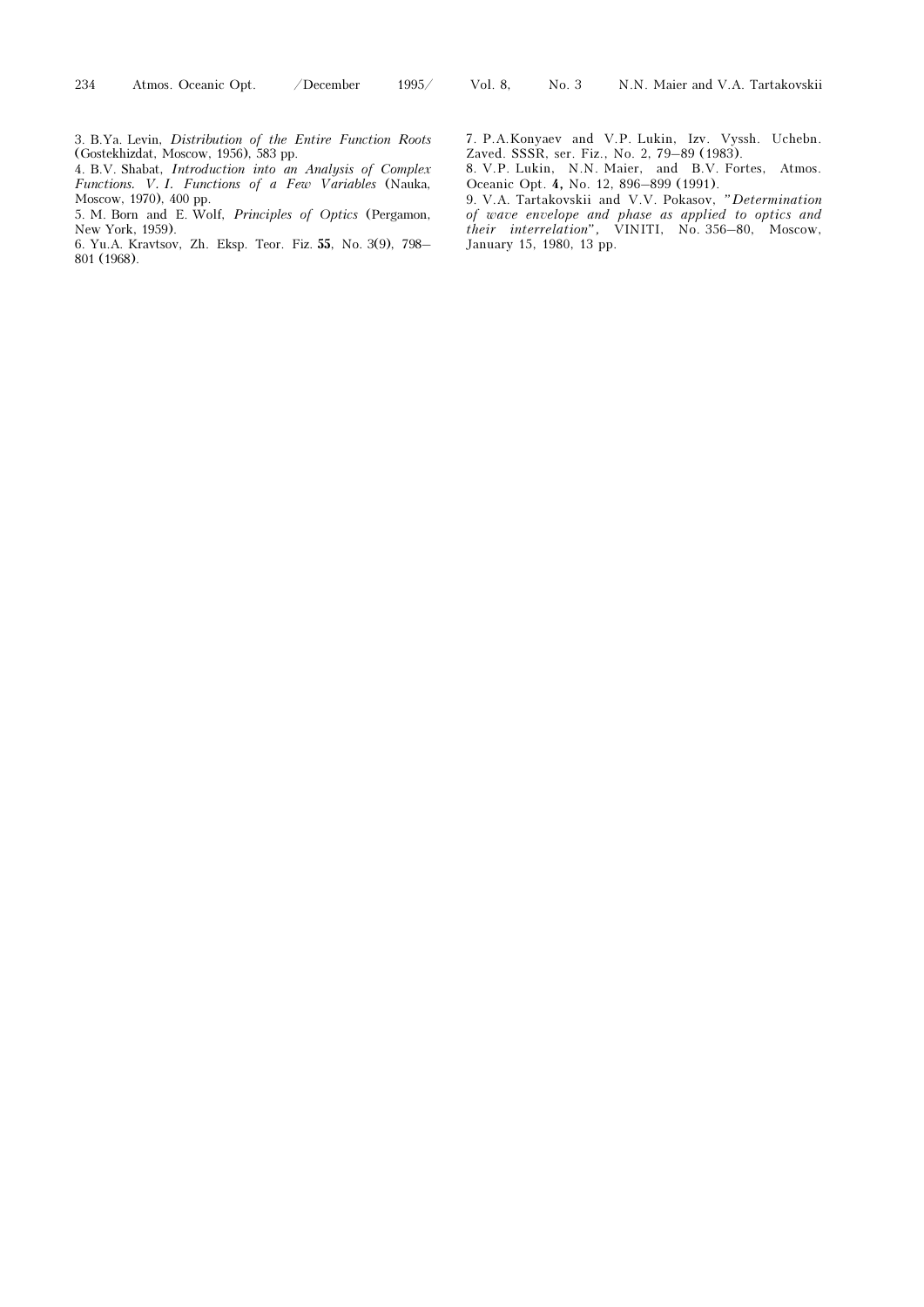3. B.Ya. Levin, *Distribution of the Entire Function Roots* (Gostekhizdat, Moscow, 1956), 583 pp.

4. B.V. Shabat, *Introduction into an Analysis of Complex Functions. V. I. Functions of a Few Variables* (Nauka, Moscow, 1970), 400 pp.

5. M. Born and E. Wolf, *Principles of Optics* (Pergamon, New York, 1959).

6. Yu.A. Kravtsov, Zh. Eksp. Teor. Fiz. **55**, No. 3(9), 798–801 (1968).

7. P.A.Konyaev and V.P. Lukin, Izv. Vyssh. Uchebn. Zaved. SSSR, ser. Fiz., No. 2, 79–89 (1983).

8. V.P. Lukin, N.N. Maier, and B.V. Fortes, Atmos. Oceanic Opt. **4,** No. 12, 896–899 (1991).

9. V.A. Tartakovskii and V.V. Pokasov, *"Determination of wave envelope and phase as applied to optics and their interrelation"*, VINITI, No. 356–80, Moscow, January 15, 1980, 13 pp.